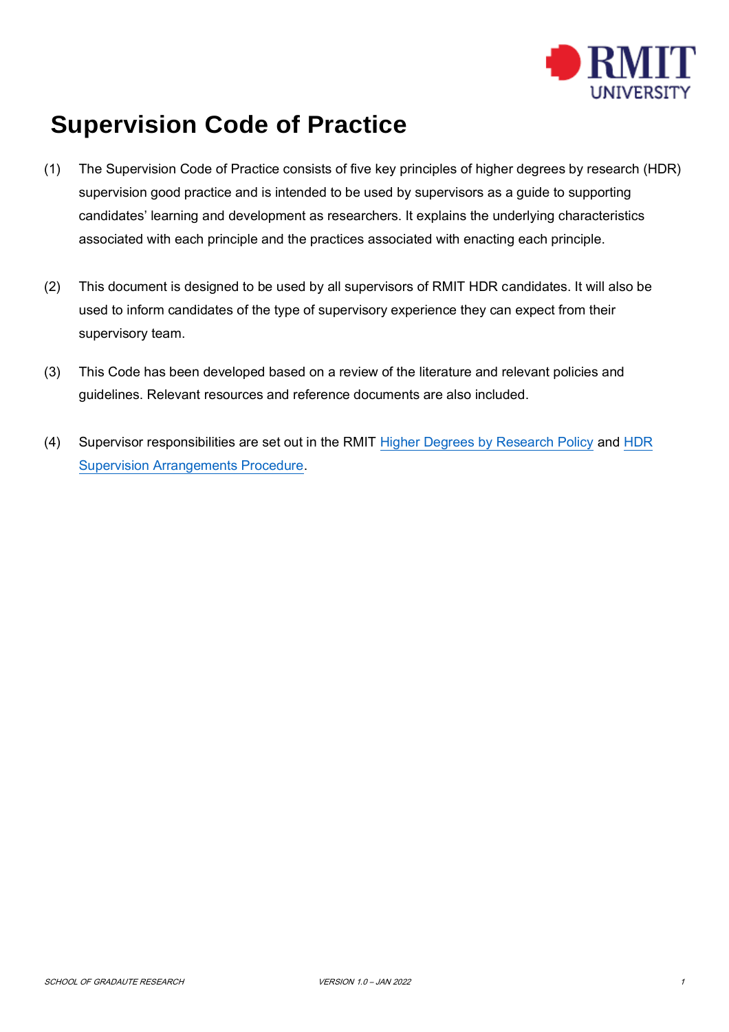# Supervision Code of Practice

(1) The Supervision Code of Practice consists of five key principles of higher degrees by research (HDR) supervision good practice and is intended to be used by supervisors as a guide to supporting candidates' learning and development as researchers. It explains the underlying characteristics associated with each principle and the practices associated with enacting each principle.

(2) This document is designed to be used by all supervisors of RMIT HDR candidates. It will also be used to inform candidates of the type of supervisory experience they can expect from their supervisory team.

(3) This Code has been developed based on a review of the literature and relevant policies and guidelines. Relevant resources and reference documents are also included.

(4) Supervisor responsibilities are set out in the RMIT Higher Degrees by Research Policy and HDR Supervision Arrangements Procedure.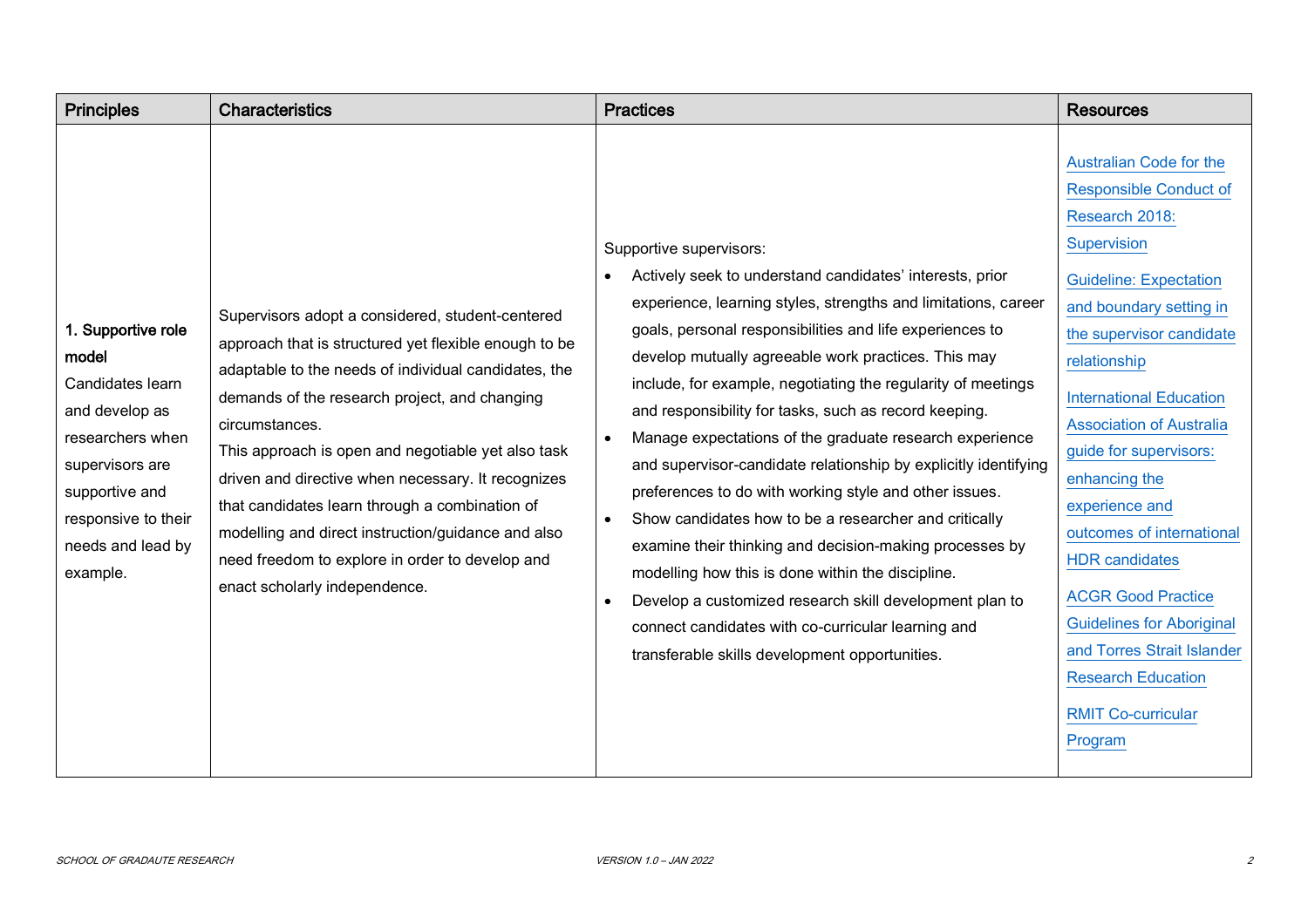| Principles | Characteristics | Practices | Resources |
|---|---|---|---|
| **1. Supportive role model** Candidates learn and develop as researchers when supervisors are supportive and responsive to their needs and lead by example. | Supervisors adopt a considered, student-centered approach that is structured yet flexible enough to be adaptable to the needs of individual candidates, the demands of the research project, and changing circumstances. This approach is open and negotiable yet also task driven and directive when necessary. It recognizes that candidates learn through a combination of modelling and direct instruction/guidance and also need freedom to explore in order to develop and enact scholarly independence. | Supportive supervisors: <br>• Actively seek to understand candidates' interests, prior experience, learning styles, strengths and limitations, career goals, personal responsibilities and life experiences to develop mutually agreeable work practices. This may include, for example, negotiating the regularity of meetings and responsibility for tasks, such as record keeping.<br>• Manage expectations of the graduate research experience and supervisor-candidate relationship by explicitly identifying preferences to do with working style and other issues.<br>• Show candidates how to be a researcher and critically examine their thinking and decision-making processes by modelling how this is done within the discipline.<br>• Develop a customized research skill development plan to connect candidates with co-curricular learning and transferable skills development opportunities. | Australian Code for the Responsible Conduct of Research 2018: Supervision<br><br>Guideline: Expectation and boundary setting in the supervisor candidate relationship<br><br>International Education Association of Australia guide for supervisors: enhancing the experience and outcomes of international HDR candidates<br><br>ACGR Good Practice Guidelines for Aboriginal and Torres Strait Islander Research Education<br><br>RMIT Co-curricular Program |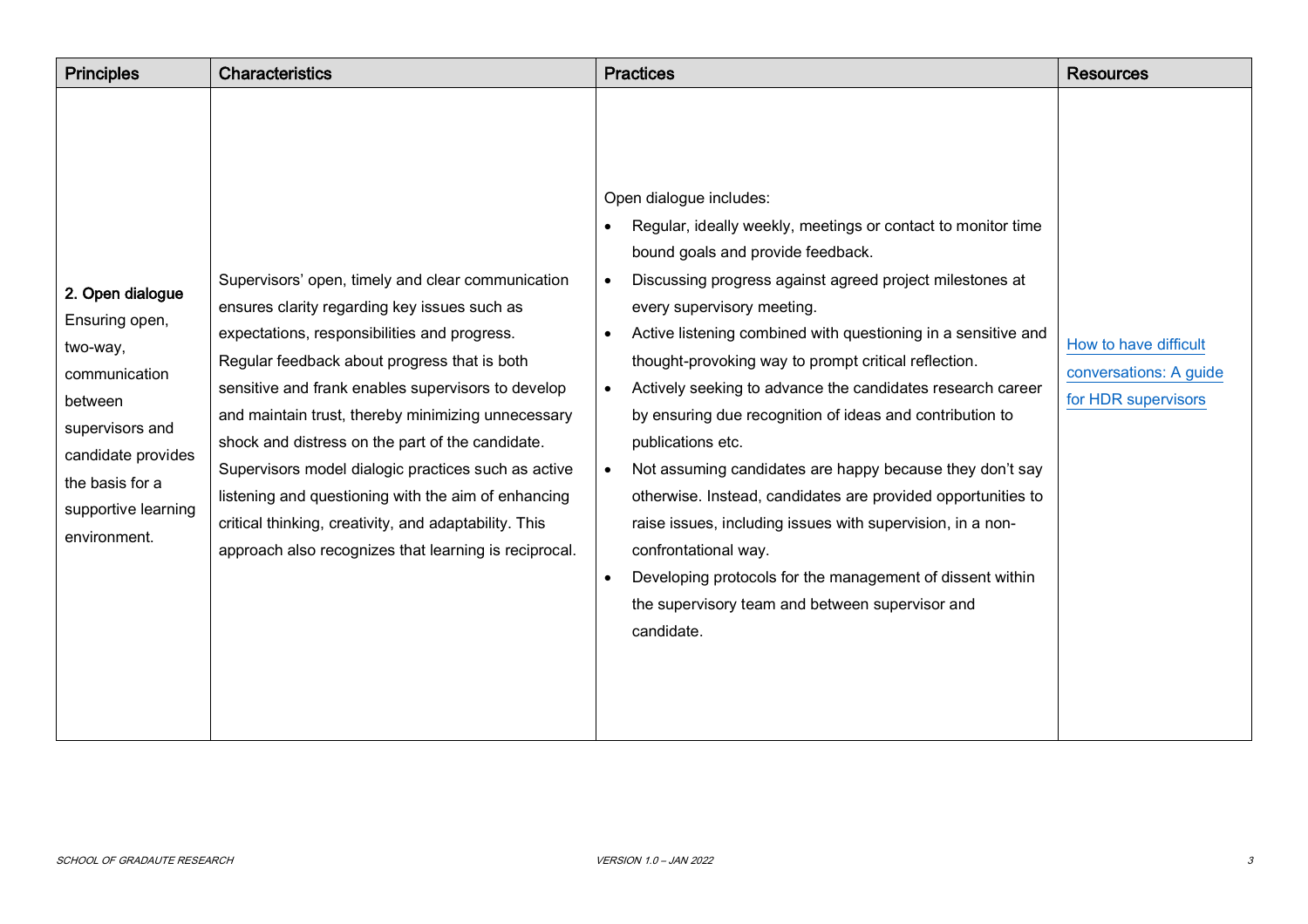| Principles | Characteristics | Practices | Resources |
|---|---|---|---|
| **2. Open dialogue** Ensuring open, two-way, communication between supervisors and candidate provides the basis for a supportive learning environment. | Supervisors' open, timely and clear communication ensures clarity regarding key issues such as expectations, responsibilities and progress. Regular feedback about progress that is both sensitive and frank enables supervisors to develop and maintain trust, thereby minimizing unnecessary shock and distress on the part of the candidate. Supervisors model dialogic practices such as active listening and questioning with the aim of enhancing critical thinking, creativity, and adaptability. This approach also recognizes that learning is reciprocal. | Open dialogue includes:<br>• Regular, ideally weekly, meetings or contact to monitor time bound goals and provide feedback.<br>• Discussing progress against agreed project milestones at every supervisory meeting.<br>• Active listening combined with questioning in a sensitive and thought-provoking way to prompt critical reflection.<br>• Actively seeking to advance the candidates research career by ensuring due recognition of ideas and contribution to publications etc.<br>• Not assuming candidates are happy because they don't say otherwise. Instead, candidates are provided opportunities to raise issues, including issues with supervision, in a non-confrontational way.<br>• Developing protocols for the management of dissent within the supervisory team and between supervisor and candidate. | How to have difficult conversations: A guide for HDR supervisors |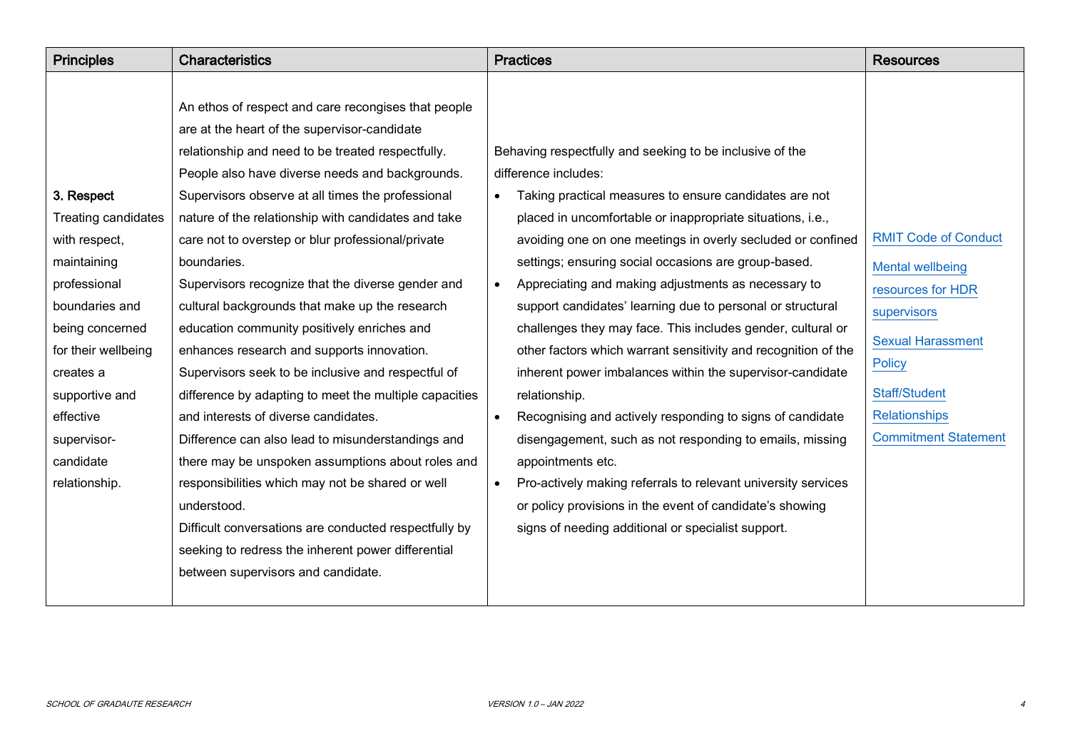| Principles | Characteristics | Practices | Resources |
|---|---|---|---|
| 3. Respect<br>Treating candidates with respect, maintaining professional boundaries and being concerned for their wellbeing creates a supportive and effective supervisor-candidate relationship. | An ethos of respect and care recongises that people are at the heart of the supervisor-candidate relationship and need to be treated respectfully. People also have diverse needs and backgrounds.<br>Supervisors observe at all times the professional nature of the relationship with candidates and take care not to overstep or blur professional/private boundaries.<br>Supervisors recognize that the diverse gender and cultural backgrounds that make up the research education community positively enriches and enhances research and supports innovation.<br>Supervisors seek to be inclusive and respectful of difference by adapting to meet the multiple capacities and interests of diverse candidates.<br>Difference can also lead to misunderstandings and there may be unspoken assumptions about roles and responsibilities which may not be shared or well understood.<br>Difficult conversations are conducted respectfully by seeking to redress the inherent power differential between supervisors and candidate. | Behaving respectfully and seeking to be inclusive of the difference includes:<br>• Taking practical measures to ensure candidates are not placed in uncomfortable or inappropriate situations, i.e., avoiding one on one meetings in overly secluded or confined settings; ensuring social occasions are group-based.<br>• Appreciating and making adjustments as necessary to support candidates' learning due to personal or structural challenges they may face. This includes gender, cultural or other factors which warrant sensitivity and recognition of the inherent power imbalances within the supervisor-candidate relationship.<br>• Recognising and actively responding to signs of candidate disengagement, such as not responding to emails, missing appointments etc.<br>• Pro-actively making referrals to relevant university services or policy provisions in the event of candidate's showing signs of needing additional or specialist support. | RMIT Code of Conduct<br><br>Mental wellbeing resources for HDR supervisors<br><br>Sexual Harassment Policy<br><br>Staff/Student Relationships Commitment Statement |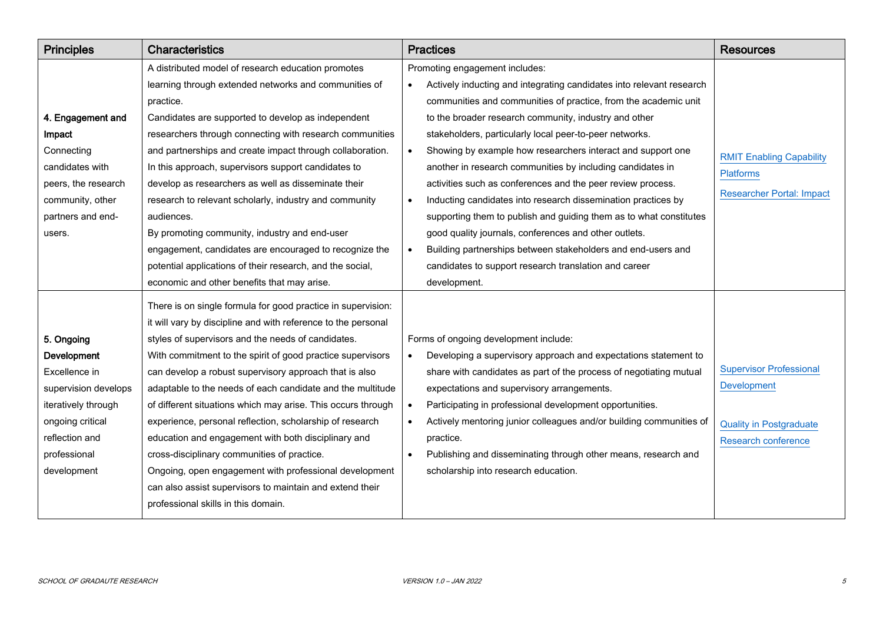| Principles | Characteristics | Practices | Resources |
|---|---|---|---|
| **4. Engagement and Impact** Connecting candidates with peers, the research community, other partners and end-users. | A distributed model of research education promotes learning through extended networks and communities of practice. Candidates are supported to develop as independent researchers through connecting with research communities and partnerships and create impact through collaboration. In this approach, supervisors support candidates to develop as researchers as well as disseminate their research to relevant scholarly, industry and community audiences. By promoting community, industry and end-user engagement, candidates are encouraged to recognize the potential applications of their research, and the social, economic and other benefits that may arise. | Promoting engagement includes: <br>• Actively inducting and integrating candidates into relevant research communities and communities of practice, from the academic unit to the broader research community, industry and other stakeholders, particularly local peer-to-peer networks. <br>• Showing by example how researchers interact and support one another in research communities by including candidates in activities such as conferences and the peer review process. <br>• Inducting candidates into research dissemination practices by supporting them to publish and guiding them as to what constitutes good quality journals, conferences and other outlets. <br>• Building partnerships between stakeholders and end-users and candidates to support research translation and career development. | RMIT Enabling Capability Platforms <br><br>Researcher Portal: Impact |
| **5. Ongoing Development** Excellence in supervision develops iteratively through ongoing critical reflection and professional development | There is on single formula for good practice in supervision: it will vary by discipline and with reference to the personal styles of supervisors and the needs of candidates. With commitment to the spirit of good practice supervisors can develop a robust supervisory approach that is also adaptable to the needs of each candidate and the multitude of different situations which may arise. This occurs through experience, personal reflection, scholarship of research education and engagement with both disciplinary and cross-disciplinary communities of practice. Ongoing, open engagement with professional development can also assist supervisors to maintain and extend their professional skills in this domain. | Forms of ongoing development include: <br>• Developing a supervisory approach and expectations statement to share with candidates as part of the process of negotiating mutual expectations and supervisory arrangements. <br>• Participating in professional development opportunities. <br>• Actively mentoring junior colleagues and/or building communities of practice. <br>• Publishing and disseminating through other means, research and scholarship into research education. | Supervisor Professional Development <br><br>Quality in Postgraduate Research conference |